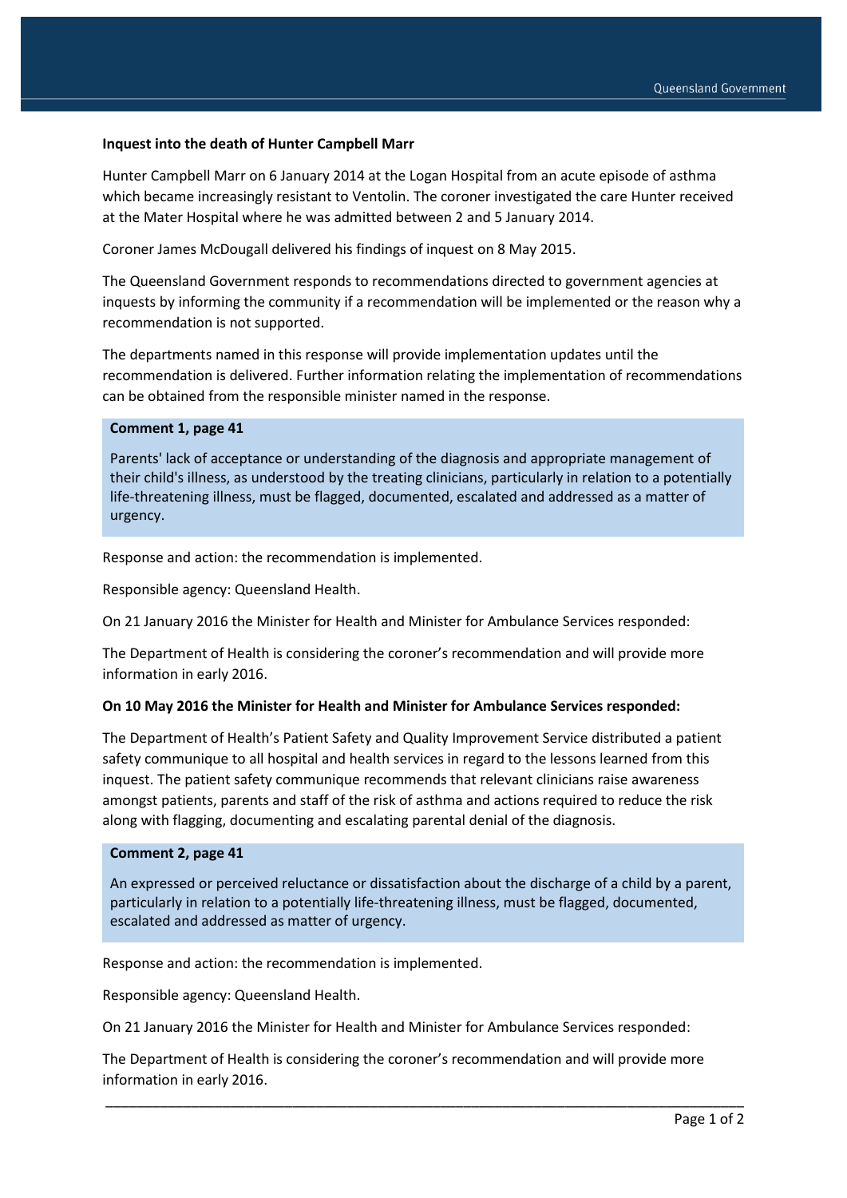**Inquest into the death of Hunter Campbell Marr**

Hunter Campbell Marr on 6 January 2014 at the Logan Hospital from an acute episode of asthma which became increasingly resistant to Ventolin. The coroner investigated the care Hunter received at the Mater Hospital where he was admitted between 2 and 5 January 2014.

Coroner James McDougall delivered his findings of inquest on 8 May 2015.

The Queensland Government responds to recommendations directed to government agencies at inquests by informing the community if a recommendation will be implemented or the reason why a recommendation is not supported.

The departments named in this response will provide implementation updates until the recommendation is delivered. Further information relating the implementation of recommendations can be obtained from the responsible minister named in the response.

**Comment 1, page 41**

Parents' lack of acceptance or understanding of the diagnosis and appropriate management of their child's illness, as understood by the treating clinicians, particularly in relation to a potentially life-threatening illness, must be flagged, documented, escalated and addressed as a matter of urgency.

Response and action: the recommendation is implemented.

Responsible agency: Queensland Health.

On 21 January 2016 the Minister for Health and Minister for Ambulance Services responded:

The Department of Health is considering the coroner's recommendation and will provide more information in early 2016.

**On 10 May 2016 the Minister for Health and Minister for Ambulance Services responded:**

The Department of Health's Patient Safety and Quality Improvement Service distributed a patient safety communique to all hospital and health services in regard to the lessons learned from this inquest. The patient safety communique recommends that relevant clinicians raise awareness amongst patients, parents and staff of the risk of asthma and actions required to reduce the risk along with flagging, documenting and escalating parental denial of the diagnosis.

**Comment 2, page 41**

An expressed or perceived reluctance or dissatisfaction about the discharge of a child by a parent, particularly in relation to a potentially life-threatening illness, must be flagged, documented, escalated and addressed as matter of urgency.

Response and action: the recommendation is implemented.

Responsible agency: Queensland Health.

On 21 January 2016 the Minister for Health and Minister for Ambulance Services responded:

The Department of Health is considering the coroner's recommendation and will provide more information in early 2016.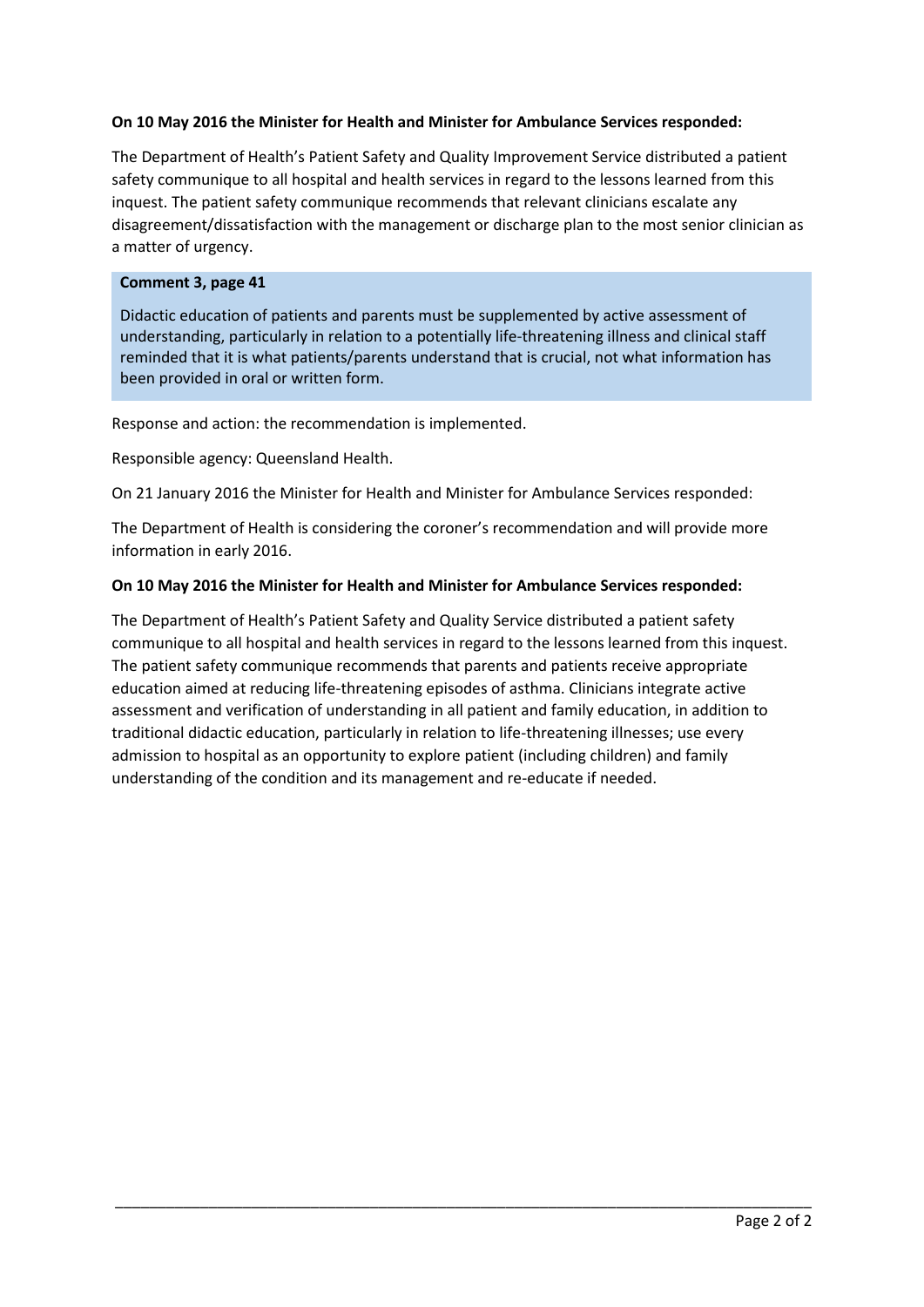**On 10 May 2016 the Minister for Health and Minister for Ambulance Services responded:**

The Department of Health's Patient Safety and Quality Improvement Service distributed a patient safety communique to all hospital and health services in regard to the lessons learned from this inquest. The patient safety communique recommends that relevant clinicians escalate any disagreement/dissatisfaction with the management or discharge plan to the most senior clinician as a matter of urgency.

**Comment 3, page 41**

Didactic education of patients and parents must be supplemented by active assessment of understanding, particularly in relation to a potentially life-threatening illness and clinical staff reminded that it is what patients/parents understand that is crucial, not what information has been provided in oral or written form.

Response and action: the recommendation is implemented.

Responsible agency: Queensland Health.

On 21 January 2016 the Minister for Health and Minister for Ambulance Services responded:

The Department of Health is considering the coroner's recommendation and will provide more information in early 2016.

**On 10 May 2016 the Minister for Health and Minister for Ambulance Services responded:**

The Department of Health's Patient Safety and Quality Service distributed a patient safety communique to all hospital and health services in regard to the lessons learned from this inquest. The patient safety communique recommends that parents and patients receive appropriate education aimed at reducing life-threatening episodes of asthma. Clinicians integrate active assessment and verification of understanding in all patient and family education, in addition to traditional didactic education, particularly in relation to life-threatening illnesses; use every admission to hospital as an opportunity to explore patient (including children) and family understanding of the condition and its management and re-educate if needed.